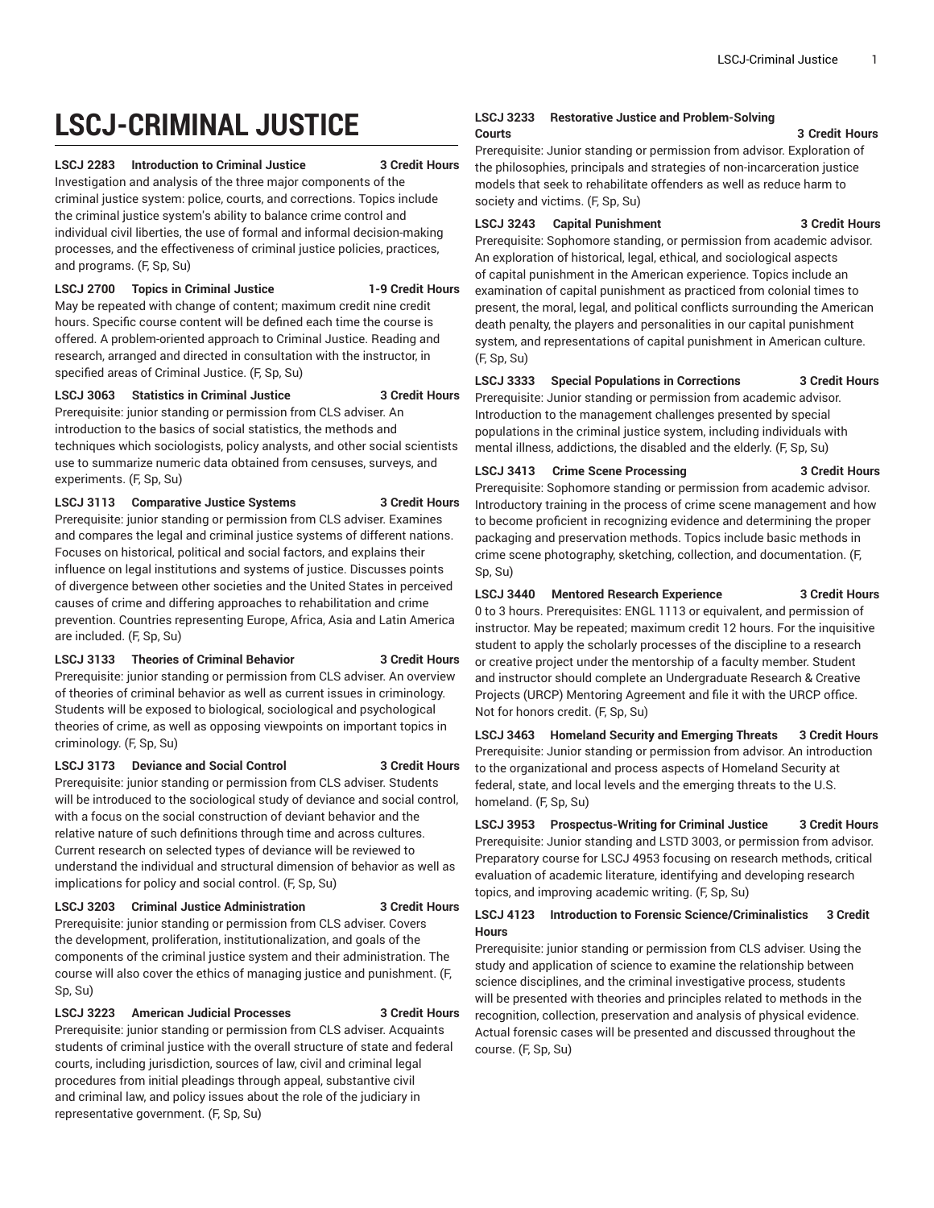# LSCJ-CRIMINAL JUSTICE

**LSCJ 2283 Introduction to Criminal Justice 3 Credit Hours**

Investigation and analysis of the three major components of the criminal justice system: police, courts, and corrections. Topics include the criminal justice system's ability to balance crime control and individual civil liberties, the use of formal and informal decision-making processes, and the effectiveness of criminal justice policies, practices, and programs. (F, Sp, Su)

**LSCJ 2700 Topics in Criminal Justice 1-9 Credit Hours**

May be repeated with change of content; maximum credit nine credit hours. Specific course content will be defined each time the course is offered. A problem-oriented approach to Criminal Justice. Reading and research, arranged and directed in consultation with the instructor, in specified areas of Criminal Justice. (F, Sp, Su)

**LSCJ 3063 Statistics in Criminal Justice 3 Credit Hours**

Prerequisite: junior standing or permission from CLS adviser. An introduction to the basics of social statistics, the methods and techniques which sociologists, policy analysts, and other social scientists use to summarize numeric data obtained from censuses, surveys, and experiments. (F, Sp, Su)

**LSCJ 3113 Comparative Justice Systems 3 Credit Hours**

Prerequisite: junior standing or permission from CLS adviser. Examines and compares the legal and criminal justice systems of different nations. Focuses on historical, political and social factors, and explains their influence on legal institutions and systems of justice. Discusses points of divergence between other societies and the United States in perceived causes of crime and differing approaches to rehabilitation and crime prevention. Countries representing Europe, Africa, Asia and Latin America are included. (F, Sp, Su)

**LSCJ 3133 Theories of Criminal Behavior 3 Credit Hours**

Prerequisite: junior standing or permission from CLS adviser. An overview of theories of criminal behavior as well as current issues in criminology. Students will be exposed to biological, sociological and psychological theories of crime, as well as opposing viewpoints on important topics in criminology. (F, Sp, Su)

**LSCJ 3173 Deviance and Social Control 3 Credit Hours**

Prerequisite: junior standing or permission from CLS adviser. Students will be introduced to the sociological study of deviance and social control, with a focus on the social construction of deviant behavior and the relative nature of such definitions through time and across cultures. Current research on selected types of deviance will be reviewed to understand the individual and structural dimension of behavior as well as implications for policy and social control. (F, Sp, Su)

**LSCJ 3203 Criminal Justice Administration 3 Credit Hours**

Prerequisite: junior standing or permission from CLS adviser. Covers the development, proliferation, institutionalization, and goals of the components of the criminal justice system and their administration. The course will also cover the ethics of managing justice and punishment. (F, Sp, Su)

**LSCJ 3223 American Judicial Processes 3 Credit Hours**

Prerequisite: junior standing or permission from CLS adviser. Acquaints students of criminal justice with the overall structure of state and federal courts, including jurisdiction, sources of law, civil and criminal legal procedures from initial pleadings through appeal, substantive civil and criminal law, and policy issues about the role of the judiciary in representative government. (F, Sp, Su)

**LSCJ 3233 Restorative Justice and Problem-Solving Courts 3 Credit Hours**

Prerequisite: Junior standing or permission from advisor. Exploration of the philosophies, principals and strategies of non-incarceration justice models that seek to rehabilitate offenders as well as reduce harm to society and victims. (F, Sp, Su)

**LSCJ 3243 Capital Punishment 3 Credit Hours**

Prerequisite: Sophomore standing, or permission from academic advisor. An exploration of historical, legal, ethical, and sociological aspects of capital punishment in the American experience. Topics include an examination of capital punishment as practiced from colonial times to present, the moral, legal, and political conflicts surrounding the American death penalty, the players and personalities in our capital punishment system, and representations of capital punishment in American culture. (F, Sp, Su)

**LSCJ 3333 Special Populations in Corrections 3 Credit Hours**

Prerequisite: Junior standing or permission from academic advisor. Introduction to the management challenges presented by special populations in the criminal justice system, including individuals with mental illness, addictions, the disabled and the elderly. (F, Sp, Su)

**LSCJ 3413 Crime Scene Processing 3 Credit Hours**

Prerequisite: Sophomore standing or permission from academic advisor. Introductory training in the process of crime scene management and how to become proficient in recognizing evidence and determining the proper packaging and preservation methods. Topics include basic methods in crime scene photography, sketching, collection, and documentation. (F, Sp, Su)

**LSCJ 3440 Mentored Research Experience 3 Credit Hours**

0 to 3 hours. Prerequisites: ENGL 1113 or equivalent, and permission of instructor. May be repeated; maximum credit 12 hours. For the inquisitive student to apply the scholarly processes of the discipline to a research or creative project under the mentorship of a faculty member. Student and instructor should complete an Undergraduate Research & Creative Projects (URCP) Mentoring Agreement and file it with the URCP office. Not for honors credit. (F, Sp, Su)

**LSCJ 3463 Homeland Security and Emerging Threats 3 Credit Hours**

Prerequisite: Junior standing or permission from advisor. An introduction to the organizational and process aspects of Homeland Security at federal, state, and local levels and the emerging threats to the U.S. homeland. (F, Sp, Su)

**LSCJ 3953 Prospectus-Writing for Criminal Justice 3 Credit Hours**

Prerequisite: Junior standing and LSTD 3003, or permission from advisor. Preparatory course for LSCJ 4953 focusing on research methods, critical evaluation of academic literature, identifying and developing research topics, and improving academic writing. (F, Sp, Su)

**LSCJ 4123 Introduction to Forensic Science/Criminalistics 3 Credit Hours**

Prerequisite: junior standing or permission from CLS adviser. Using the study and application of science to examine the relationship between science disciplines, and the criminal investigative process, students will be presented with theories and principles related to methods in the recognition, collection, preservation and analysis of physical evidence. Actual forensic cases will be presented and discussed throughout the course. (F, Sp, Su)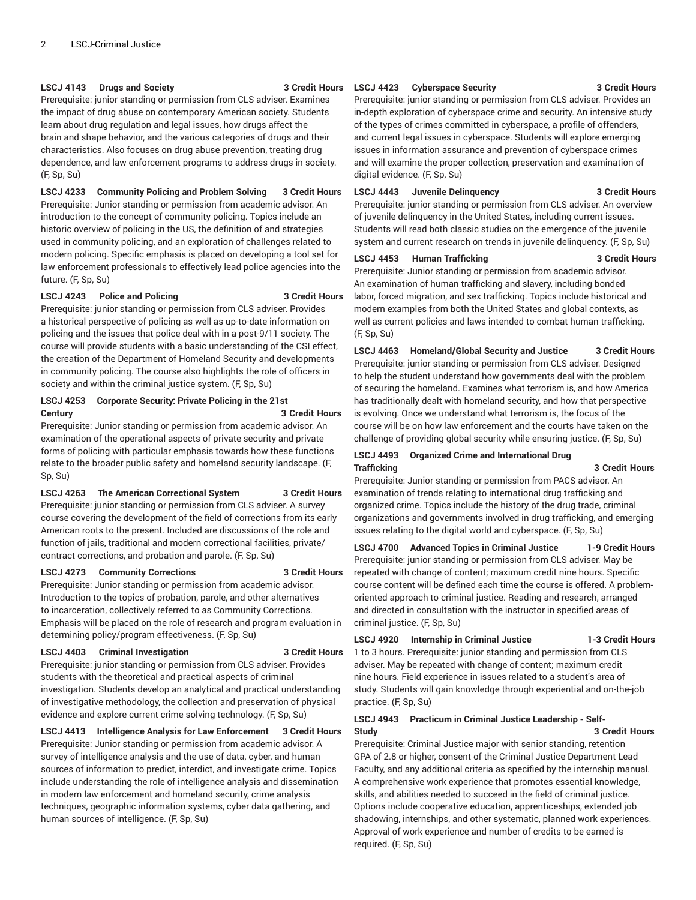**LSCJ 4143 Drugs and Society 3 Credit Hours**

Prerequisite: junior standing or permission from CLS adviser. Examines the impact of drug abuse on contemporary American society. Students learn about drug regulation and legal issues, how drugs affect the brain and shape behavior, and the various categories of drugs and their characteristics. Also focuses on drug abuse prevention, treating drug dependence, and law enforcement programs to address drugs in society. (F, Sp, Su)

**LSCJ 4233 Community Policing and Problem Solving 3 Credit Hours**

Prerequisite: Junior standing or permission from academic advisor. An introduction to the concept of community policing. Topics include an historic overview of policing in the US, the definition of and strategies used in community policing, and an exploration of challenges related to modern policing. Specific emphasis is placed on developing a tool set for law enforcement professionals to effectively lead police agencies into the future. (F, Sp, Su)

**LSCJ 4243 Police and Policing 3 Credit Hours**

Prerequisite: junior standing or permission from CLS adviser. Provides a historical perspective of policing as well as up-to-date information on policing and the issues that police deal with in a post-9/11 society. The course will provide students with a basic understanding of the CSI effect, the creation of the Department of Homeland Security and developments in community policing. The course also highlights the role of officers in society and within the criminal justice system. (F, Sp, Su)

**LSCJ 4253 Corporate Security: Private Policing in the 21st Century 3 Credit Hours**

Prerequisite: Junior standing or permission from academic advisor. An examination of the operational aspects of private security and private forms of policing with particular emphasis towards how these functions relate to the broader public safety and homeland security landscape. (F, Sp, Su)

**LSCJ 4263 The American Correctional System 3 Credit Hours**

Prerequisite: junior standing or permission from CLS adviser. A survey course covering the development of the field of corrections from its early American roots to the present. Included are discussions of the role and function of jails, traditional and modern correctional facilities, private/contract corrections, and probation and parole. (F, Sp, Su)

**LSCJ 4273 Community Corrections 3 Credit Hours**

Prerequisite: Junior standing or permission from academic advisor. Introduction to the topics of probation, parole, and other alternatives to incarceration, collectively referred to as Community Corrections. Emphasis will be placed on the role of research and program evaluation in determining policy/program effectiveness. (F, Sp, Su)

**LSCJ 4403 Criminal Investigation 3 Credit Hours**

Prerequisite: junior standing or permission from CLS adviser. Provides students with the theoretical and practical aspects of criminal investigation. Students develop an analytical and practical understanding of investigative methodology, the collection and preservation of physical evidence and explore current crime solving technology. (F, Sp, Su)

**LSCJ 4413 Intelligence Analysis for Law Enforcement 3 Credit Hours**

Prerequisite: Junior standing or permission from academic advisor. A survey of intelligence analysis and the use of data, cyber, and human sources of information to predict, interdict, and investigate crime. Topics include understanding the role of intelligence analysis and dissemination in modern law enforcement and homeland security, crime analysis techniques, geographic information systems, cyber data gathering, and human sources of intelligence. (F, Sp, Su)

**LSCJ 4423 Cyberspace Security 3 Credit Hours**

Prerequisite: junior standing or permission from CLS adviser. Provides an in-depth exploration of cyberspace crime and security. An intensive study of the types of crimes committed in cyberspace, a profile of offenders, and current legal issues in cyberspace. Students will explore emerging issues in information assurance and prevention of cyberspace crimes and will examine the proper collection, preservation and examination of digital evidence. (F, Sp, Su)

**LSCJ 4443 Juvenile Delinquency 3 Credit Hours**

Prerequisite: junior standing or permission from CLS adviser. An overview of juvenile delinquency in the United States, including current issues. Students will read both classic studies on the emergence of the juvenile system and current research on trends in juvenile delinquency. (F, Sp, Su)

**LSCJ 4453 Human Trafficking 3 Credit Hours**

Prerequisite: Junior standing or permission from academic advisor. An examination of human trafficking and slavery, including bonded labor, forced migration, and sex trafficking. Topics include historical and modern examples from both the United States and global contexts, as well as current policies and laws intended to combat human trafficking. (F, Sp, Su)

**LSCJ 4463 Homeland/Global Security and Justice 3 Credit Hours**

Prerequisite: junior standing or permission from CLS adviser. Designed to help the student understand how governments deal with the problem of securing the homeland. Examines what terrorism is, and how America has traditionally dealt with homeland security, and how that perspective is evolving. Once we understand what terrorism is, the focus of the course will be on how law enforcement and the courts have taken on the challenge of providing global security while ensuring justice. (F, Sp, Su)

**LSCJ 4493 Organized Crime and International Drug Trafficking 3 Credit Hours**

Prerequisite: Junior standing or permission from PACS advisor. An examination of trends relating to international drug trafficking and organized crime. Topics include the history of the drug trade, criminal organizations and governments involved in drug trafficking, and emerging issues relating to the digital world and cyberspace. (F, Sp, Su)

**LSCJ 4700 Advanced Topics in Criminal Justice 1-9 Credit Hours**

Prerequisite: junior standing or permission from CLS adviser. May be repeated with change of content; maximum credit nine hours. Specific course content will be defined each time the course is offered. A problem-oriented approach to criminal justice. Reading and research, arranged and directed in consultation with the instructor in specified areas of criminal justice. (F, Sp, Su)

**LSCJ 4920 Internship in Criminal Justice 1-3 Credit Hours**

1 to 3 hours. Prerequisite: junior standing and permission from CLS adviser. May be repeated with change of content; maximum credit nine hours. Field experience in issues related to a student's area of study. Students will gain knowledge through experiential and on-the-job practice. (F, Sp, Su)

**LSCJ 4943 Practicum in Criminal Justice Leadership - Self-Study 3 Credit Hours**

Prerequisite: Criminal Justice major with senior standing, retention GPA of 2.8 or higher, consent of the Criminal Justice Department Lead Faculty, and any additional criteria as specified by the internship manual. A comprehensive work experience that promotes essential knowledge, skills, and abilities needed to succeed in the field of criminal justice. Options include cooperative education, apprenticeships, extended job shadowing, internships, and other systematic, planned work experiences. Approval of work experience and number of credits to be earned is required. (F, Sp, Su)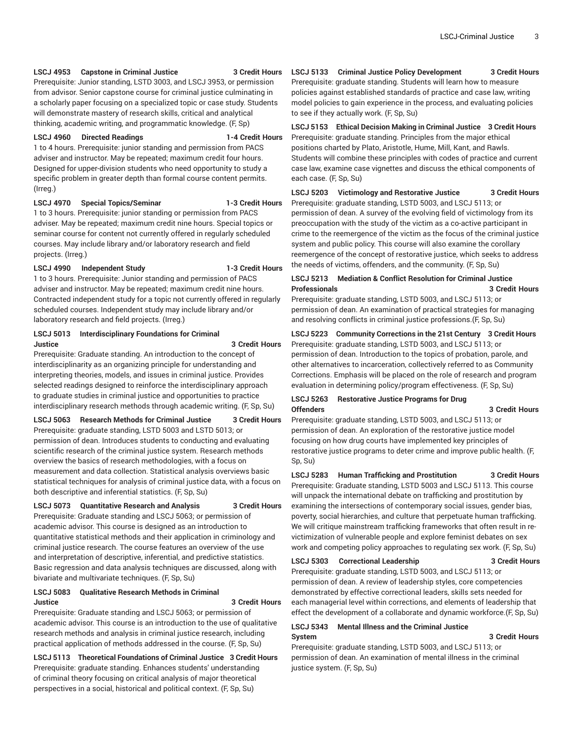**LSCJ 4953 Capstone in Criminal Justice 3 Credit Hours**
Prerequisite: Junior standing, LSTD 3003, and LSCJ 3953, or permission from advisor. Senior capstone course for criminal justice culminating in a scholarly paper focusing on a specialized topic or case study. Students will demonstrate mastery of research skills, critical and analytical thinking, academic writing, and programmatic knowledge. (F, Sp)

**LSCJ 4960 Directed Readings 1-4 Credit Hours**
1 to 4 hours. Prerequisite: junior standing and permission from PACS adviser and instructor. May be repeated; maximum credit four hours. Designed for upper-division students who need opportunity to study a specific problem in greater depth than formal course content permits. (Irreg.)

**LSCJ 4970 Special Topics/Seminar 1-3 Credit Hours**
1 to 3 hours. Prerequisite: junior standing or permission from PACS adviser. May be repeated; maximum credit nine hours. Special topics or seminar course for content not currently offered in regularly scheduled courses. May include library and/or laboratory research and field projects. (Irreg.)

**LSCJ 4990 Independent Study 1-3 Credit Hours**
1 to 3 hours. Prerequisite: Junior standing and permission of PACS adviser and instructor. May be repeated; maximum credit nine hours. Contracted independent study for a topic not currently offered in regularly scheduled courses. Independent study may include library and/or laboratory research and field projects. (Irreg.)

**LSCJ 5013 Interdisciplinary Foundations for Criminal Justice 3 Credit Hours**
Prerequisite: Graduate standing. An introduction to the concept of interdisciplinarity as an organizing principle for understanding and interpreting theories, models, and issues in criminal justice. Provides selected readings designed to reinforce the interdisciplinary approach to graduate studies in criminal justice and opportunities to practice interdisciplinary research methods through academic writing. (F, Sp, Su)

**LSCJ 5063 Research Methods for Criminal Justice 3 Credit Hours**
Prerequisite: graduate standing, LSTD 5003 and LSTD 5013; or permission of dean. Introduces students to conducting and evaluating scientific research of the criminal justice system. Research methods overview the basics of research methodologies, with a focus on measurement and data collection. Statistical analysis overviews basic statistical techniques for analysis of criminal justice data, with a focus on both descriptive and inferential statistics. (F, Sp, Su)

**LSCJ 5073 Quantitative Research and Analysis 3 Credit Hours**
Prerequisite: Graduate standing and LSCJ 5063; or permission of academic advisor. This course is designed as an introduction to quantitative statistical methods and their application in criminology and criminal justice research. The course features an overview of the use and interpretation of descriptive, inferential, and predictive statistics. Basic regression and data analysis techniques are discussed, along with bivariate and multivariate techniques. (F, Sp, Su)

**LSCJ 5083 Qualitative Research Methods in Criminal Justice 3 Credit Hours**
Prerequisite: Graduate standing and LSCJ 5063; or permission of academic advisor. This course is an introduction to the use of qualitative research methods and analysis in criminal justice research, including practical application of methods addressed in the course. (F, Sp, Su)

**LSCJ 5113 Theoretical Foundations of Criminal Justice 3 Credit Hours**
Prerequisite: graduate standing. Enhances students' understanding of criminal theory focusing on critical analysis of major theoretical perspectives in a social, historical and political context. (F, Sp, Su)

**LSCJ 5133 Criminal Justice Policy Development 3 Credit Hours**
Prerequisite: graduate standing. Students will learn how to measure policies against established standards of practice and case law, writing model policies to gain experience in the process, and evaluating policies to see if they actually work. (F, Sp, Su)

**LSCJ 5153 Ethical Decision Making in Criminal Justice 3 Credit Hours**
Prerequisite: graduate standing. Principles from the major ethical positions charted by Plato, Aristotle, Hume, Mill, Kant, and Rawls. Students will combine these principles with codes of practice and current case law, examine case vignettes and discuss the ethical components of each case. (F, Sp, Su)

**LSCJ 5203 Victimology and Restorative Justice 3 Credit Hours**
Prerequisite: graduate standing, LSTD 5003, and LSCJ 5113; or permission of dean. A survey of the evolving field of victimology from its preoccupation with the study of the victim as a co-active participant in crime to the reemergence of the victim as the focus of the criminal justice system and public policy. This course will also examine the corollary reemergence of the concept of restorative justice, which seeks to address the needs of victims, offenders, and the community. (F, Sp, Su)

**LSCJ 5213 Mediation & Conflict Resolution for Criminal Justice Professionals 3 Credit Hours**
Prerequisite: graduate standing, LSTD 5003, and LSCJ 5113; or permission of dean. An examination of practical strategies for managing and resolving conflicts in criminal justice professions.(F, Sp, Su)

**LSCJ 5223 Community Corrections in the 21st Century 3 Credit Hours**
Prerequisite: graduate standing, LSTD 5003, and LSCJ 5113; or permission of dean. Introduction to the topics of probation, parole, and other alternatives to incarceration, collectively referred to as Community Corrections. Emphasis will be placed on the role of research and program evaluation in determining policy/program effectiveness. (F, Sp, Su)

**LSCJ 5263 Restorative Justice Programs for Drug Offenders 3 Credit Hours**
Prerequisite: graduate standing, LSTD 5003, and LSCJ 5113; or permission of dean. An exploration of the restorative justice model focusing on how drug courts have implemented key principles of restorative justice programs to deter crime and improve public health. (F, Sp, Su)

**LSCJ 5283 Human Trafficking and Prostitution 3 Credit Hours**
Prerequisite: Graduate standing, LSTD 5003 and LSCJ 5113. This course will unpack the international debate on trafficking and prostitution by examining the intersections of contemporary social issues, gender bias, poverty, social hierarchies, and culture that perpetuate human trafficking. We will critique mainstream trafficking frameworks that often result in re-victimization of vulnerable people and explore feminist debates on sex work and competing policy approaches to regulating sex work. (F, Sp, Su)

**LSCJ 5303 Correctional Leadership 3 Credit Hours**
Prerequisite: graduate standing, LSTD 5003, and LSCJ 5113; or permission of dean. A review of leadership styles, core competencies demonstrated by effective correctional leaders, skills sets needed for each managerial level within corrections, and elements of leadership that effect the development of a collaborate and dynamic workforce.(F, Sp, Su)

**LSCJ 5343 Mental Illness and the Criminal Justice System 3 Credit Hours**
Prerequisite: graduate standing, LSTD 5003, and LSCJ 5113; or permission of dean. An examination of mental illness in the criminal justice system. (F, Sp, Su)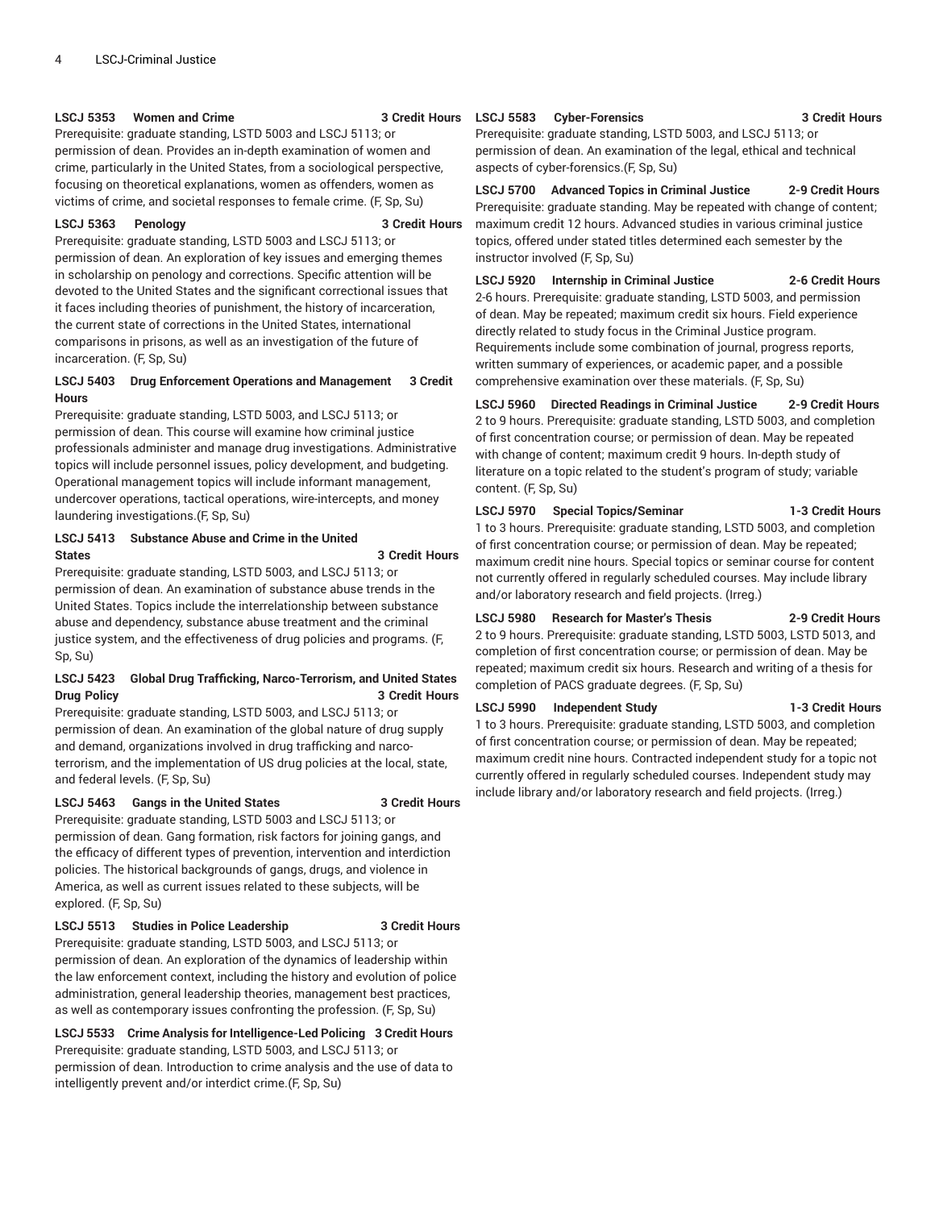**LSCJ 5353 Women and Crime 3 Credit Hours**

Prerequisite: graduate standing, LSTD 5003 and LSCJ 5113; or permission of dean. Provides an in-depth examination of women and crime, particularly in the United States, from a sociological perspective, focusing on theoretical explanations, women as offenders, women as victims of crime, and societal responses to female crime. (F, Sp, Su)

**LSCJ 5363 Penology 3 Credit Hours**

Prerequisite: graduate standing, LSTD 5003 and LSCJ 5113; or permission of dean. An exploration of key issues and emerging themes in scholarship on penology and corrections. Specific attention will be devoted to the United States and the significant correctional issues that it faces including theories of punishment, the history of incarceration, the current state of corrections in the United States, international comparisons in prisons, as well as an investigation of the future of incarceration. (F, Sp, Su)

**LSCJ 5403 Drug Enforcement Operations and Management 3 Credit Hours**

Prerequisite: graduate standing, LSTD 5003, and LSCJ 5113; or permission of dean. This course will examine how criminal justice professionals administer and manage drug investigations. Administrative topics will include personnel issues, policy development, and budgeting. Operational management topics will include informant management, undercover operations, tactical operations, wire-intercepts, and money laundering investigations.(F, Sp, Su)

**LSCJ 5413 Substance Abuse and Crime in the United States 3 Credit Hours**

Prerequisite: graduate standing, LSTD 5003, and LSCJ 5113; or permission of dean. An examination of substance abuse trends in the United States. Topics include the interrelationship between substance abuse and dependency, substance abuse treatment and the criminal justice system, and the effectiveness of drug policies and programs. (F, Sp, Su)

**LSCJ 5423 Global Drug Trafficking, Narco-Terrorism, and United States Drug Policy 3 Credit Hours**

Prerequisite: graduate standing, LSTD 5003, and LSCJ 5113; or permission of dean. An examination of the global nature of drug supply and demand, organizations involved in drug trafficking and narco-terrorism, and the implementation of US drug policies at the local, state, and federal levels. (F, Sp, Su)

**LSCJ 5463 Gangs in the United States 3 Credit Hours**

Prerequisite: graduate standing, LSTD 5003 and LSCJ 5113; or permission of dean. Gang formation, risk factors for joining gangs, and the efficacy of different types of prevention, intervention and interdiction policies. The historical backgrounds of gangs, drugs, and violence in America, as well as current issues related to these subjects, will be explored. (F, Sp, Su)

**LSCJ 5513 Studies in Police Leadership 3 Credit Hours**

Prerequisite: graduate standing, LSTD 5003, and LSCJ 5113; or permission of dean. An exploration of the dynamics of leadership within the law enforcement context, including the history and evolution of police administration, general leadership theories, management best practices, as well as contemporary issues confronting the profession. (F, Sp, Su)

**LSCJ 5533 Crime Analysis for Intelligence-Led Policing 3 Credit Hours**

Prerequisite: graduate standing, LSTD 5003, and LSCJ 5113; or permission of dean. Introduction to crime analysis and the use of data to intelligently prevent and/or interdict crime.(F, Sp, Su)

**LSCJ 5583 Cyber-Forensics 3 Credit Hours**

Prerequisite: graduate standing, LSTD 5003, and LSCJ 5113; or permission of dean. An examination of the legal, ethical and technical aspects of cyber-forensics.(F, Sp, Su)

**LSCJ 5700 Advanced Topics in Criminal Justice 2-9 Credit Hours**

Prerequisite: graduate standing. May be repeated with change of content; maximum credit 12 hours. Advanced studies in various criminal justice topics, offered under stated titles determined each semester by the instructor involved (F, Sp, Su)

**LSCJ 5920 Internship in Criminal Justice 2-6 Credit Hours**

2-6 hours. Prerequisite: graduate standing, LSTD 5003, and permission of dean. May be repeated; maximum credit six hours. Field experience directly related to study focus in the Criminal Justice program. Requirements include some combination of journal, progress reports, written summary of experiences, or academic paper, and a possible comprehensive examination over these materials. (F, Sp, Su)

**LSCJ 5960 Directed Readings in Criminal Justice 2-9 Credit Hours**

2 to 9 hours. Prerequisite: graduate standing, LSTD 5003, and completion of first concentration course; or permission of dean. May be repeated with change of content; maximum credit 9 hours. In-depth study of literature on a topic related to the student's program of study; variable content. (F, Sp, Su)

**LSCJ 5970 Special Topics/Seminar 1-3 Credit Hours**

1 to 3 hours. Prerequisite: graduate standing, LSTD 5003, and completion of first concentration course; or permission of dean. May be repeated; maximum credit nine hours. Special topics or seminar course for content not currently offered in regularly scheduled courses. May include library and/or laboratory research and field projects. (Irreg.)

**LSCJ 5980 Research for Master's Thesis 2-9 Credit Hours**

2 to 9 hours. Prerequisite: graduate standing, LSTD 5003, LSTD 5013, and completion of first concentration course; or permission of dean. May be repeated; maximum credit six hours. Research and writing of a thesis for completion of PACS graduate degrees. (F, Sp, Su)

**LSCJ 5990 Independent Study 1-3 Credit Hours**

1 to 3 hours. Prerequisite: graduate standing, LSTD 5003, and completion of first concentration course; or permission of dean. May be repeated; maximum credit nine hours. Contracted independent study for a topic not currently offered in regularly scheduled courses. Independent study may include library and/or laboratory research and field projects. (Irreg.)